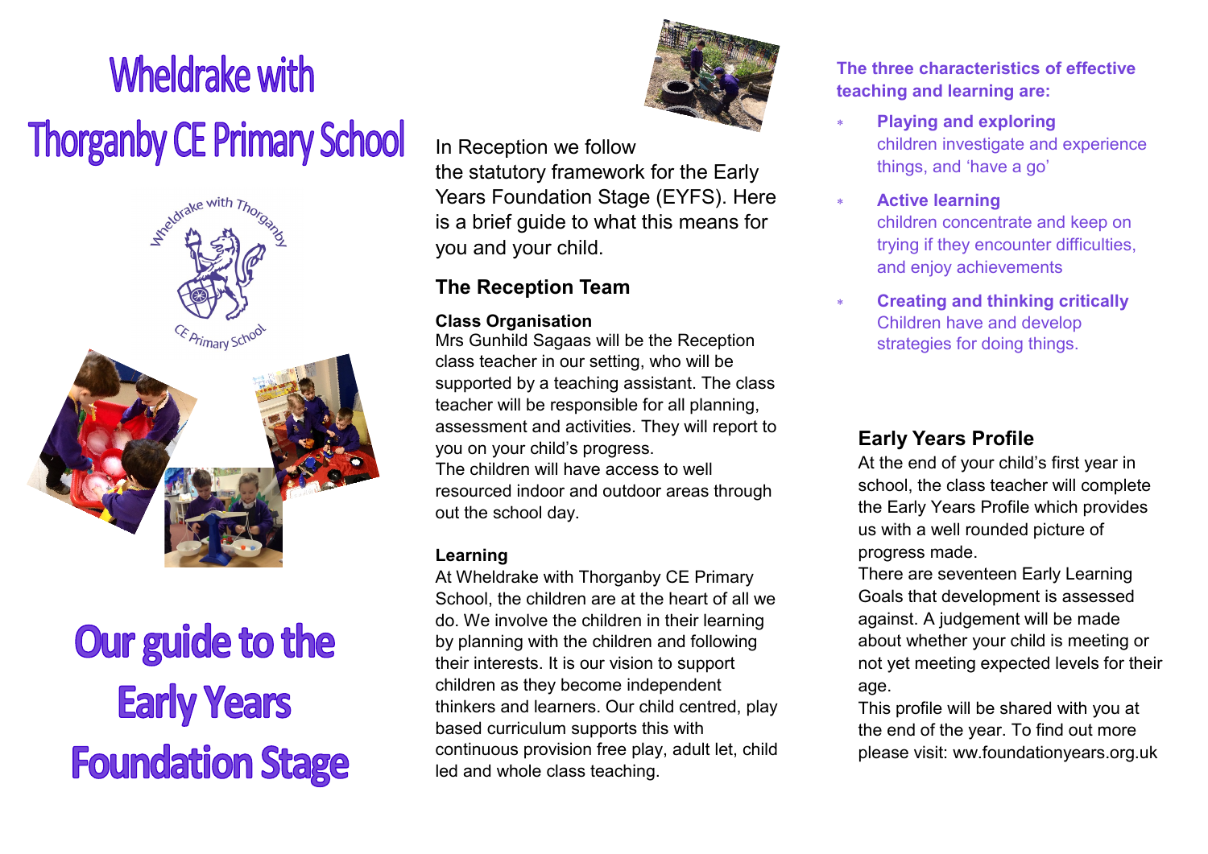# Wheldrake with Thorganby CE Primary School

# Our guide to the Early Years Foundation Stage

In Reception we follow the statutory framework for the Early Years Foundation Stage (EYFS). Here is a brief guide to what this means for you and your child.

## The Reception Team

### Class Organisation

Mrs Gunhild Sagaas will be the Reception class teacher in our setting, who will be supported by a teaching assistant. The class teacher will be responsible for all planning, assessment and activities. They will report to you on your child's progress.

The children will have access to well resourced indoor and outdoor areas through out the school day.

### Learning

At Wheldrake with Thorganby CE Primary School, the children are at the heart of all we do. We involve the children in their learning by planning with the children and following their interests. It is our vision to support children as they become independent thinkers and learners. Our child centred, play based curriculum supports this with continuous provision free play, adult let, child led and whole class teaching.

**The three characteristics of effective teaching and learning are:**

- **Playing and exploring**
  children investigate and experience things, and 'have a go'
- **Active learning**
  children concentrate and keep on trying if they encounter difficulties, and enjoy achievements
- **Creating and thinking critically**
  Children have and develop strategies for doing things.

## Early Years Profile

At the end of your child's first year in school, the class teacher will complete the Early Years Profile which provides us with a well rounded picture of progress made.

There are seventeen Early Learning Goals that development is assessed against. A judgement will be made about whether your child is meeting or not yet meeting expected levels for their age.

This profile will be shared with you at the end of the year. To find out more please visit: ww.foundationyears.org.uk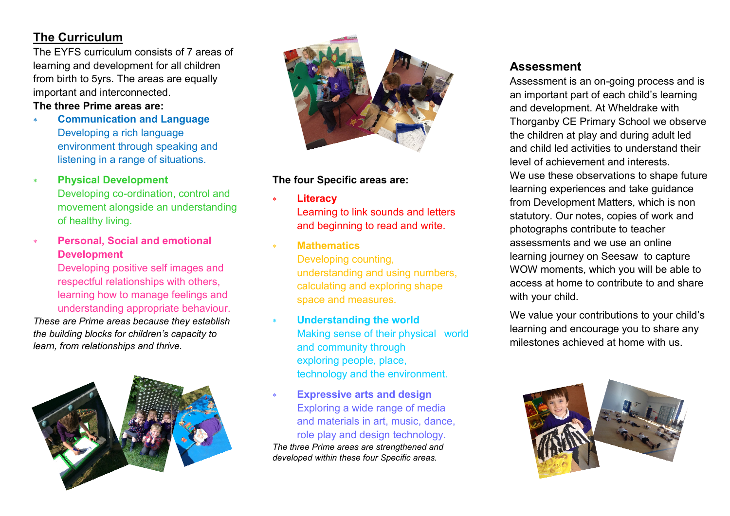## The Curriculum

The EYFS curriculum consists of 7 areas of learning and development for all children from birth to 5yrs. The areas are equally important and interconnected.

**The three Prime areas are:**

- **Communication and Language**
  Developing a rich language environment through speaking and listening in a range of situations.
- **Physical Development**
  Developing co-ordination, control and movement alongside an understanding of healthy living.
- **Personal, Social and emotional Development**
  Developing positive self images and respectful relationships with others, learning how to manage feelings and understanding appropriate behaviour.

*These are Prime areas because they establish the building blocks for children's capacity to learn, from relationships and thrive.*

**The four Specific areas are:**

- **Literacy**
  Learning to link sounds and letters and beginning to read and write.
- **Mathematics**
  Developing counting, understanding and using numbers, calculating and exploring shape space and measures.
- **Understanding the world**
  Making sense of their physical world and community through exploring people, place, technology and the environment.
- **Expressive arts and design**
  Exploring a wide range of media and materials in art, music, dance, role play and design technology.

*The three Prime areas are strengthened and developed within these four Specific areas.*

## Assessment

Assessment is an on-going process and is an important part of each child's learning and development. At Wheldrake with Thorganby CE Primary School we observe the children at play and during adult led and child led activities to understand their level of achievement and interests.

We use these observations to shape future learning experiences and take guidance from Development Matters, which is non statutory. Our notes, copies of work and photographs contribute to teacher assessments and we use an online learning journey on Seesaw to capture WOW moments, which you will be able to access at home to contribute to and share with your child.

We value your contributions to your child's learning and encourage you to share any milestones achieved at home with us.